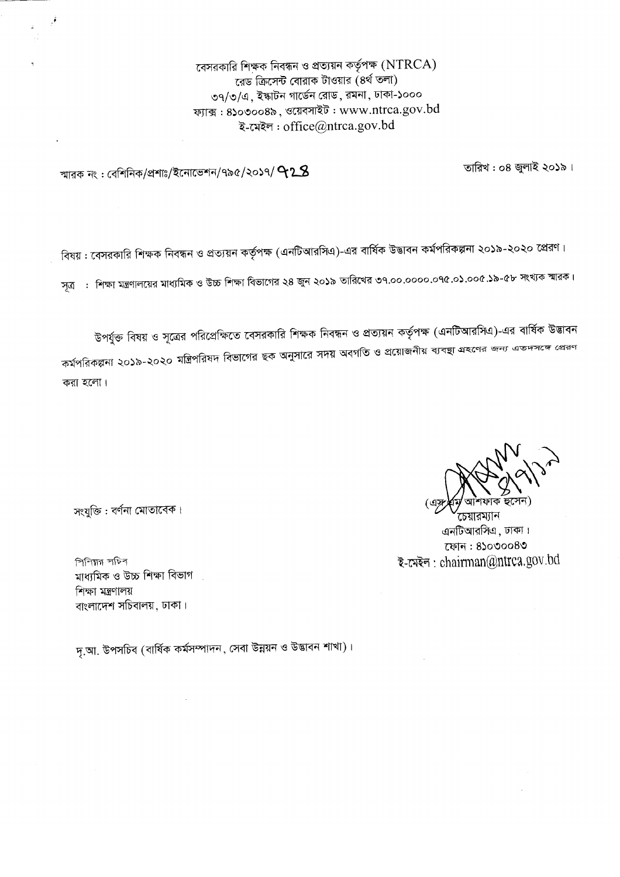বেসরকারি শিক্ষক নিবন্ধন ও প্রত্যয়ন কর্তৃপক্ষ (NTRCA)
রেড ক্রিসেন্ট বোরাক টাওয়ার (৪র্থ তলা)
৩৭/৩/এ, ইস্কাটন গার্ডেন রোড, রমনা, ঢাকা-১০০০
ফ্যাক্স : ৪১০৩০০৪৯, ওয়েবসাইট : www.ntrca.gov.bd
ই-মেইল : office@ntrca.gov.bd

স্মারক নং : বেশিনিক/প্রশাঃ/ইনোভেশন/৭৯৫/২০১৭/ ৭২৪

তারিখ : ০৪ জুলাই ২০১৯।

বিষয় : বেসরকারি শিক্ষক নিবন্ধন ও প্রত্যয়ন কর্তৃপক্ষ (এনটিআরসিএ)-এর বার্ষিক উদ্ভাবন কর্মপরিকল্পনা ২০১৯-২০২০ প্রেরণ।

সূত্র : শিক্ষা মন্ত্রণালয়ের মাধ্যমিক ও উচ্চ শিক্ষা বিভাগের ২৪ জুন ২০১৯ তারিখের ৩৭.০০.০০০০.০৭৫.০১.০০৫.১৯-৫৮ সংখ্যক স্মারক।

উপর্যুক্ত বিষয় ও সূত্রের পরিপ্রেক্ষিতে বেসরকারি শিক্ষক নিবন্ধন ও প্রত্যয়ন কর্তৃপক্ষ (এনটিআরসিএ)-এর বার্ষিক উদ্ভাবন কর্মপরিকল্পনা ২০১৯-২০২০ মন্ত্রিপরিষদ বিভাগের ছক অনুসারে সদয় অবগতি ও প্রয়োজনীয় ব্যবস্থা গ্রহণের জন্য এতদসঙ্গে প্রেরণ করা হলো।

সংযুক্তি : বর্ণনা মোতাবেক।

(এস এম আশফাক হুসেন)
চেয়ারম্যান
এনটিআরসিএ, ঢাকা।
ফোন : ৪১০৩০০৪৩
ই-মেইল : chairman@ntrca.gov.bd

সিনিয়র সচিব
মাধ্যমিক ও উচ্চ শিক্ষা বিভাগ
শিক্ষা মন্ত্রণালয়
বাংলাদেশ সচিবালয়, ঢাকা।

দৃ.আ. উপসচিব (বার্ষিক কর্মসম্পাদন, সেবা উন্নয়ন ও উদ্ভাবন শাখা)।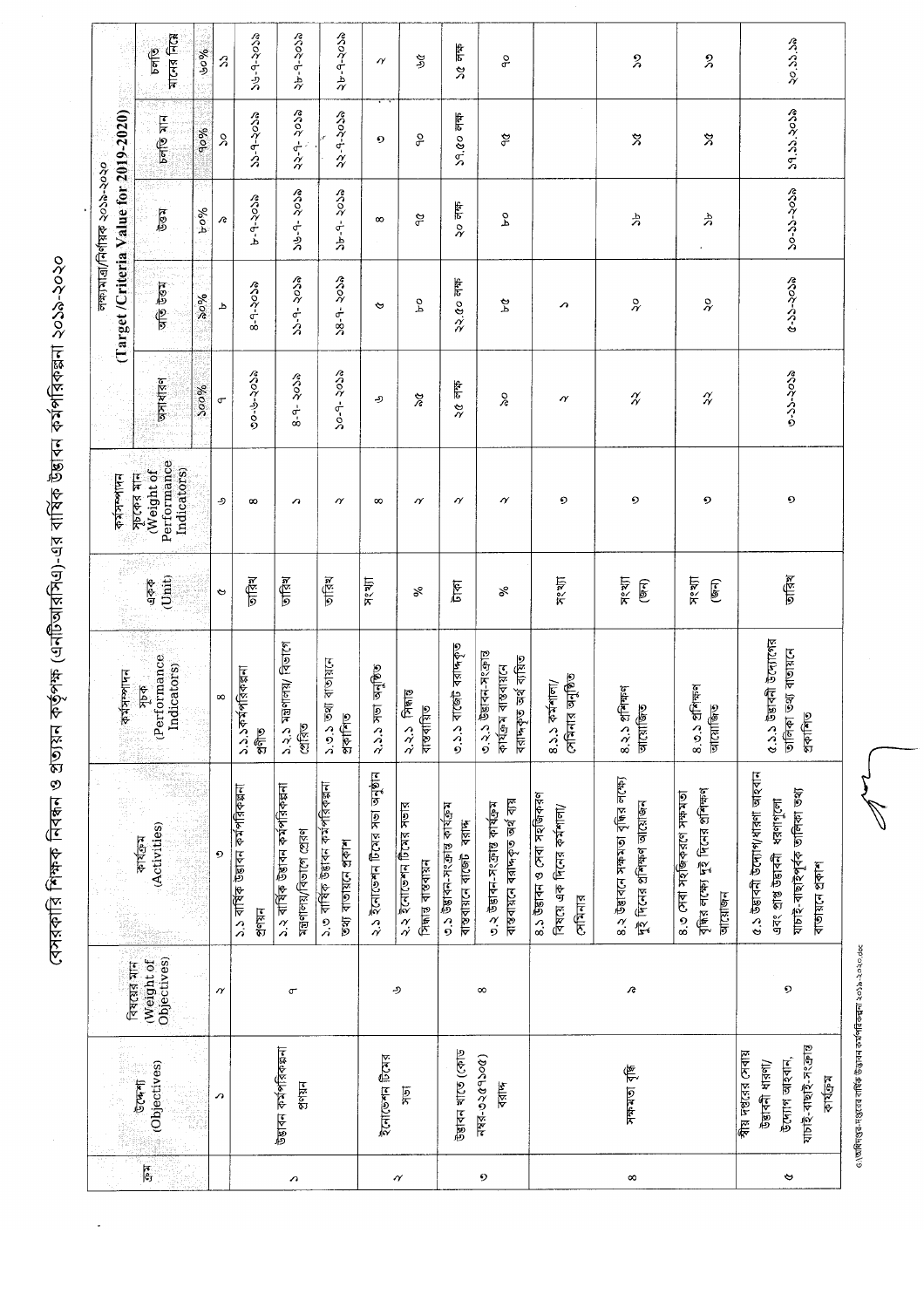# বেসরকারি শিক্ষক নিবন্ধন ও প্রত্যয়ন কর্তৃপক্ষ (এনটিআরসিএ)-এর বার্ষিক উদ্ভাবন কর্মপরিকল্পনা ২০১৯-২০২০

| ক্রম | উদ্দেশ্য (Objectives) | বিষয়ের মান (Weight of Objectives) | কার্যক্রম (Activities) | কর্মসম্পাদন সূচক (Performance Indicators) | একক (Unit) | কর্মসম্পাদন সূচকের মান (Weight of Performance Indicators) | লক্ষ্যমাত্রা/নির্ণায়ক ২০১৯-২০২০ (Target/Criteria Value for 2019-2020) | | | | |
|---|---|---|---|---|---|---|---|---|---|---|---|
| | | | | | | | অসাধারণ | অতি উত্তম | উত্তম | চলতি মান | চলতি মানের নিম্নে |
| | | | | | | | ১০০% | ৯০% | ৮০% | ৭০% | ৬০% |
| | ১ | ২ | ৩ | ৪ | ৫ | ৬ | ৭ | ৮ | ৯ | ১০ | ১১ |
| ১ | উদ্ভাবন কর্মপরিকল্পনা প্রণয়ন | ৭ | ১.১ বার্ষিক উদ্ভাবন কর্মপরিকল্পনা প্রণয়ন | ১.১.১ কর্মপরিকল্পনা প্রণীত | তারিখ | ৪ | ৩০-৬-২০১৯ | ৪-৭-২০১৯ | ৮-৭-২০১৯ | ১১-৭-২০১৯ | ১৬-৭-২০১৯ |
| | | | ১.২ বার্ষিক উদ্ভাবন কর্মপরিকল্পনা মন্ত্রণালয়/বিভাগে প্রেরণ | ১.২.১ মন্ত্রণালয়/ বিভাগে প্রেরিত | তারিখ | ১ | ৪-৭- ২০১৯ | ১১-৭- ২০১৯ | ১৬-৭- ২০১৯ | ২২-৭- ২০১৯ | ২৮-৭-২০১৯ |
| | | | ১.৩ বার্ষিক উদ্ভাবন কর্মপরিকল্পনা তথ্য বাতায়নে প্রকাশ | ১.৩.১ তথ্য বাতায়নে প্রকাশিত | তারিখ | ২ | ১০-৭- ২০১৯ | ১৪-৭- ২০১৯ | ১৮-৭- ২০১৯ | ২২-৭-২০১৯ | ২৮-৭-২০১৯ |
| ২ | ইনোভেশন টিমের সভা | ৬ | ২.১ ইনোভেশন টিমের সভা অনুষ্ঠান | ২.১.১ সভা অনুষ্ঠিত | সংখ্যা | ৪ | ৬ | ৫ | ৪ | ৩ | ২ |
| | | | ২.২ ইনোভেশন টিমের সভার সিদ্ধান্ত বাস্তবায়ন | ২.২.১ সিদ্ধান্ত বাস্তবায়িত | % | ২ | ৯৫ | ৮০ | ৭৫ | ৭০ | ৬৫ |
| ৩ | উদ্ভাবন খাতে (কোড নম্বর-৩২৫৭১০৫) বরাদ্দ | ৪ | ৩.১ উদ্ভাবন-সংক্রান্ত কার্যক্রম বাস্তবায়নে বাজেট বরাদ্দ | ৩.১.১ বাজেট বরাদ্দকৃত | টাকা | ২ | ২৫ লক্ষ | ২২.৫০ লক্ষ | ২০ লক্ষ | ১৭.৫০ লক্ষ | ১৫ লক্ষ |
| | | | ৩.২ উদ্ভাবন-সংক্রান্ত কার্যক্রম বাস্তবায়নে বরাদ্দকৃত অর্থ ব্যয় | ৩.২.১ উদ্ভাবন-সংক্রান্ত কার্যক্রম বাস্তবায়নে বরাদ্দকৃত অর্থ ব্যয়িত | % | ২ | ৯০ | ৮৫ | ৮০ | ৭৫ | ৭০ |
| ৪ | সক্ষমতা বৃদ্ধি | ৯ | ৪.১ উদ্ভাবন ও সেবা সহজিকরণ বিষয়ে এক দিনের কর্মশালা/ সেমিনার | ৪.১.১ কর্মশালা/ সেমিনার অনুষ্ঠিত | সংখ্যা | ৩ | ২ | ১ | | | |
| | | | ৪.২ উদ্ভাবনে সক্ষমতা বৃদ্ধির লক্ষ্যে দুই দিনের প্রশিক্ষণ আয়োজন | ৪.২.১ প্রশিক্ষণ আয়োজিত | সংখ্যা (জন) | ৩ | ২২ | ২০ | ১৮ | ১৫ | ১২ |
| | | | ৪.৩ সেবা সহজিকরণে সক্ষমতা বৃদ্ধির লক্ষ্যে দুই দিনের প্রশিক্ষণ আয়োজন | ৪.৩.১ প্রশিক্ষণ আয়োজিত | সংখ্যা (জন) | ৩ | ২২ | ২০ | ১৮ | ১৫ | ১২ |
| ৫ | স্বীয় দপ্তরের সেবায় উদ্ভাবনী ধারণা/ উদ্যোগ আহবান, যাচাই-বাছাই-সংক্রান্ত কার্যক্রম | ৩ | ৫.১ উদ্ভাবনী উদ্যোগ/ধারণা আহবান এবং প্রাপ্ত উদ্ভাবনী ধরণগুলো যাচাই-বাছাইপূর্বক তালিকা তথ্য বাতায়নে প্রকাশ | ৫.১.১ উদ্ভাবনী উদ্যোগের তালিকা তথ্য বাতায়নে প্রকাশিত | তারিখ | ৩ | ৩-১১-২০১৯ | ৫-১১-২০১৯ | ১০-১১-২০১৯ | ১৭.১১.২০১৯ | ২০.১১.১৯ |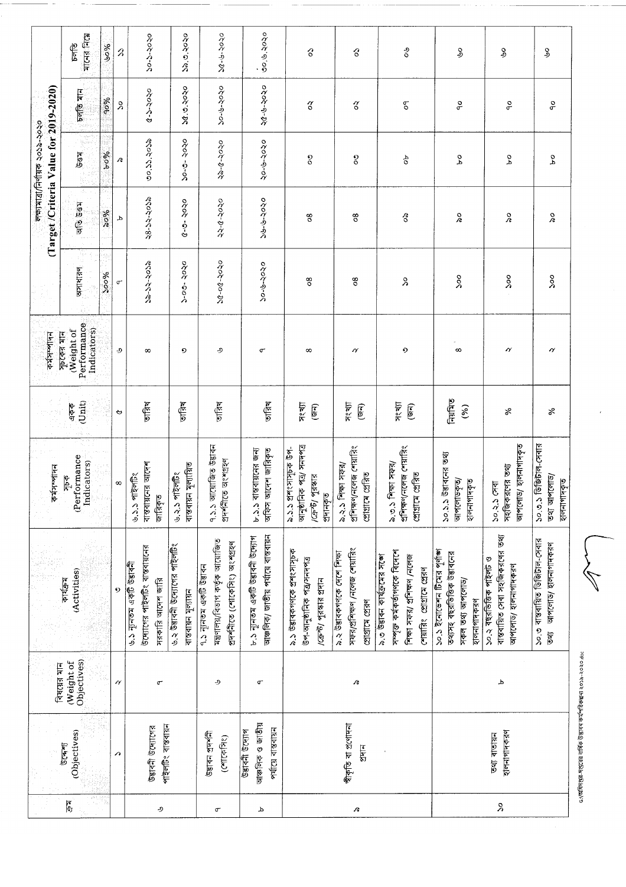| ক্রম | উদ্দেশ্য (Objectives) | বিষয়ের মান (Weight of Objectives) | কার্যক্রম (Activities) | কর্মসম্পাদন সূচক (Performance Indicators) | একক (Unit) | কর্মসম্পাদন সূচকের মান (Weight of Performance Indicators) | লক্ষ্যমাত্রা/নির্ণায়ক ২০১৯-২০২০ (Target /Criteria Value for 2019-2020) | | | | |
|---|---|---|---|---|---|---|---|---|---|---|---|
| | | | | | | | অসাধারণ | অতি উত্তম | উত্তম | চলতি মান | চলতি মানের নিম্নে |
| | | | | | | | ১০০% | ৯০% | ৮০% | ৭০% | ৬০% |
| | ১ | ২ | ৩ | ৪ | ৫ | ৬ | ৭ | ৮ | ৯ | ১০ | ১১ |
| ৬ | উদ্ভাবনী উদ্যোগের পাইলটিং বাস্তবায়ন | ৫ | ৬.১ নূনতম একটি উদ্ভাবনী উদ্যোগের পাইলটিং বাস্তবায়নের সরকারি আদেশ জারি | ৬.১.১ পাইলটিং বাস্তবায়নের আদেশ জারিকৃত | তারিখ | ৪ | ১৯-১২-২০১৯ | ২৪-১২-২০১৯ | ৩০.১২.২০১৯ | ৫-১-২০২০ | ১০-১-২০২০ |
| | | | ৬.২ উদ্ভাবনী উদ্যোগের পাইলটিং বাস্তবায়ন মূল্যায়ন | ৬.২.১ পাইলটিং বাস্তবায়ন মূল্যায়িত | তারিখ | ১ | ১-০৩-২০২০ | ৫-৩-২০২০ | ১০-৩-২০২০ | ১৫.৩.২০২০ | ১৯.৩.২০২০ |
| ৭ | উদ্ভাবন প্রদর্শনী (শোকেসিং) | ৩ | ৭.১ ন্যূনতম একটি উদ্ভাবন মন্ত্রণালয়/বিভাগ কর্তৃক আয়োজিত প্রদর্শনীতে (শোকেসিং) অংশগ্রহণ | ৭.১.১ আয়োজিত উদ্ভাবন প্রদর্শনীতে অংশগ্রহণ | তারিখ | ৩ | ১৫-০৫-২০২০ | ২২-৫-২০২০ | ২৯-৫-২০২০ | ১০-৬-২০২০ | ১৫-৬-২০২০ |
| ৮ | উদ্ভাবনী উদ্যোগ আঞ্চলিক ও জাতীয় পর্যায়ে বাস্তবায়ন | ৫ | ৮.১ ন্যূনতম একটি উদ্ভাবনী উদ্যোগ আঞ্চলিক/ জাতীয় পর্যায়ে বাস্তবায়ন | ৮.১.১ বাস্তবায়নের জন্য অফিস আদেশ জারিকৃত | তারিখ | ৫ | ১০-৬-২০২০ | ১৬-৬-২০২০ | ২০-৬-২০২০ | ২৫-৬-২০২০ | ৩০.৬.২০২০ |
| ৯ | স্বীকৃতি বা প্রণোদনা প্রদান | ৯ | ৯.১ উদ্ভাবকগণকে প্রশংসাসূচক উপ-আনুষ্ঠানিক পত্র/সনদপত্র /ক্রেস্ট/ পুরস্কার প্রদান | ৯.১.১ প্রশংসাসূচক উপ-আনুষ্ঠানিক পত্র/ সনদপত্র /ক্রেস্ট/ পুরস্কার প্রদানকৃত | সংখ্যা (জন) | ৪ | ০৪ | ০৪ | ০৩ | ০২ | ০১ |
| | | | ৯.২ উদ্ভাবকগণকে দেশে শিক্ষা সফর/প্রশিক্ষণ /নলেজ শেয়ারিং প্রোগ্রামে প্রেরণ | ৯.২.১ শিক্ষা সফর/ প্রশিক্ষণ/নলেজ শেয়ারিং প্রোগ্রামে প্রেরিত | সংখ্যা (জন) | ২ | ০৪ | ০৪ | ০৩ | ০২ | ০১ |
| | | | ৯.৩ উদ্ভাবন কার্যক্রমের সঙ্গে সম্পৃক্ত কর্মকর্তাগণকে বিদেশে শিক্ষা সফর/ প্রশিক্ষণ /নলেজ শেয়ারিং প্রোগ্রামে প্রেরণ | ৯.৩.১ শিক্ষা সফর/ প্রশিক্ষণ/নলেজ শেয়ারিং প্রোগ্রামে প্রেরিত | সংখ্যা (জন) | ৩ | ১০ | ০৯ | ০৮ | ০৭ | ০৬ |
| ১০ | তথ্য বাতায়ন হালনাগাদকরণ | ৮ | ১০.১ ইনোভেশন টিমের পূর্ণাঙ্গ তথ্যসহ বছরভিত্তিক উদ্ভাবনের সকল তথ্য আপলোড/ হালনাগাদকরণ | ১০.১.১ উদ্ভাবনের তথ্য আপলোডকৃত/ হালনাগাদকৃত | নিয়মিত (%) | ৪ | ১০০ | ৯০ | ৮০ | ৭০ | ৬০ |
| | | | ১০.২ বছরভিত্তিক পাইলট ও বাস্তবায়িত সেবা সহজিকরণের তথ্য আপলোড/ হালনাগাদকরণ | ১০.২.১ সেবা সহজিকরণের তথ্য আপলোড/ হালনাগাদকৃত | % | ২ | ১০০ | ৯০ | ৮০ | ৭০ | ৬০ |
| | | | ১০.৩ বাস্তবায়িত ডিজিটাল-সেবার তথ্য আপলোড/ হালনাগাদকরণ | ১০.৩.১ ডিজিটাল-সেবার তথ্য আপলোড/ হালনাগাদকৃত | % | ২ | ১০০ | ৯০ | ৮০ | ৭০ | ৬০ |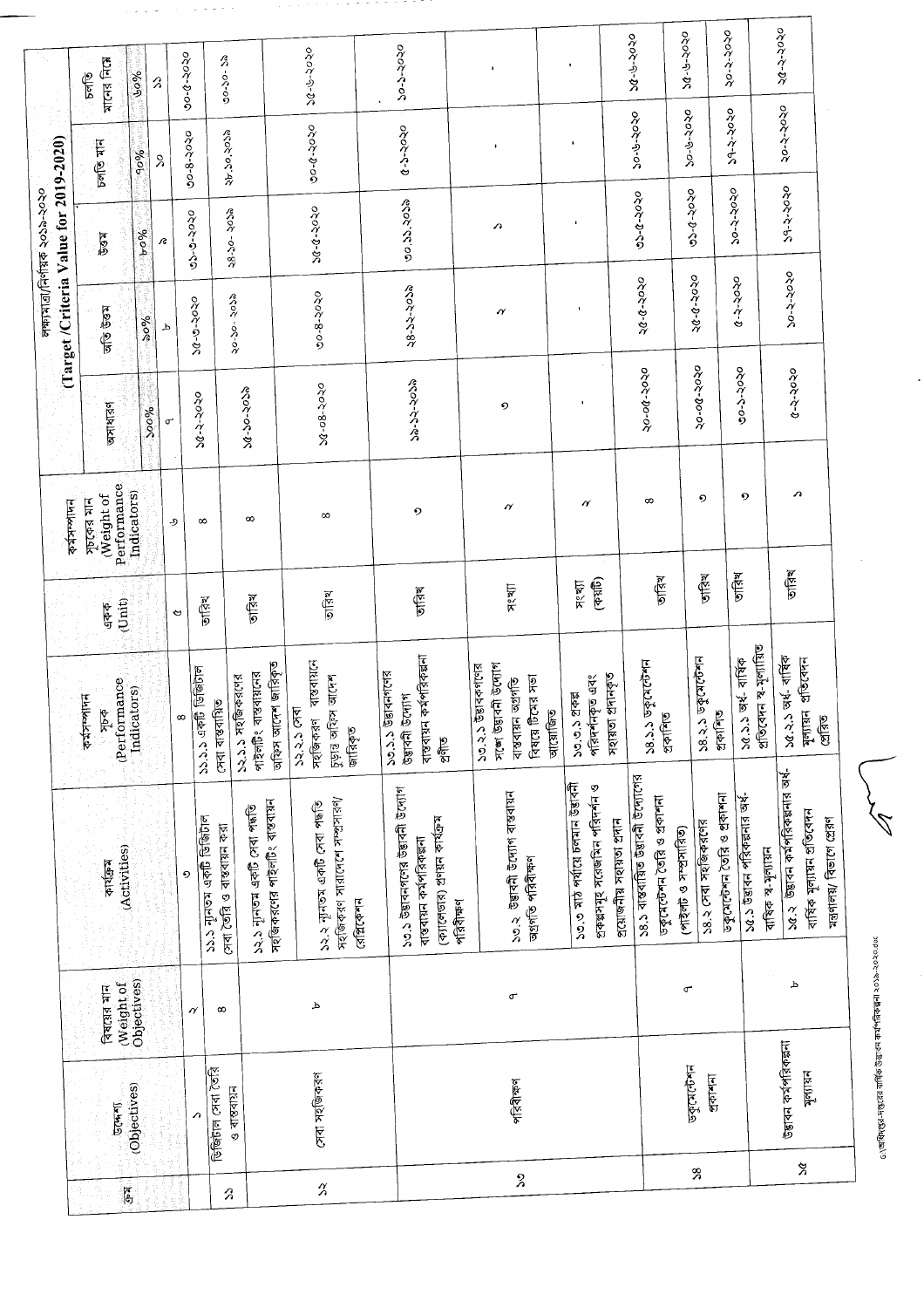| ক্রম | উদ্দেশ্য (Objectives) | বিষয়ের মান (Weight of Objectives) | কার্যক্রম (Activities) | কর্মসম্পাদন সূচক (Performance Indicators) | একক (Unit) | কর্মসম্পাদন সূচকের মান (Weight of Performance Indicators) | লক্ষ্যমাত্রা/নির্ণায়ক ২০১৯-২০২০ (Target /Criteria Value for 2019-2020) | | | | |
|---|---|---|---|---|---|---|---|---|---|---|---|
| | | | | | | | অসাধারণ | অতি উত্তম | উত্তম | চলতি মান | চলতি মানের নিম্নে |
| | | | | | | | ১০০% | ৯০% | ৮০% | ৭০% | ৬০% |
| | ১ | ২ | ৩ | ৪ | ৫ | ৬ | ৭ | ৮ | ৯ | ১০ | ১১ |
| ১১ | ডিজিটাল সেবা তৈরি ও বাস্তবায়ন | ৪ | ১১.১ নূন্যতম একটি ডিজিটাল সেবা তৈরি ও বাস্তবায়ন করা | ১১.১.১ একটি ডিজিটাল সেবা বাস্তবায়িত | তারিখ | ৪ | ১৫-২-২০২০ | ১৫-৩-২০২০ | ৩১-৩-২০২০ | ৩০-৪-২০২০ | ৩০-৫-২০২০ |
| ১২ | সেবা সহজিকরণ | ৮ | ১২.১ নূন্যতম একটি সেবা পদ্ধতি সহজিকরণের পাইলটিং বাস্তবায়ন | ১২.১.১ সহজিকরণের পাইলটিং বাস্তবায়নের অফিস আদেশ জারিকৃত | তারিখ | ৪ | ১৫-১০-২০১৯ | ২০-১০- ২০১৯ | ২৪-১০- ২০১৯ | ২৮-১০-২০১৯ | ৩০-১০- ১৯ |
| | | | ১২.২ নূন্যতম একটি সেবা পদ্ধতি সহজিকরণ সারাদেশে সম্প্রসারণ/ রেপ্লিকেশন | ১২.২.১ সেবা সহজিকরণ বাস্তবায়নে চূড়ান্ত অফিস আদেশ জারিকৃত | তারিখ | ৪ | ১৫-০৪-২০২০ | ৩০-৪-২০২০ | ১৫-৫-২০২০ | ৩০-৫-২০২০ | ১৫-৬-২০২০ |
| ১৩ | পরিবীক্ষণ | ৭ | ১৩.১ উদ্ভাবনগণের উদ্ভাবনী উদ্যোগ বাস্তবায়ন কর্মপরিকল্পনা (ক্যালেন্ডার) প্রণয়ন কার্যক্রম পরিবীক্ষণ | ১৩.১.১ উদ্ভাবনগণের উদ্ভাবনী উদ্যোগ বাস্তবায়ন কর্মপরিকল্পনা প্রণীত | তারিখ | ৩ | ১৯-১২-২০১৯ | ২৪-১২-২০১৯ | ৩০.১২.২০১৯ | ৫-১-২০২০ | ১০-১-২০২০ |
| | | | ১৩.২ উদ্ভাবনী উদ্যোগ বাস্তবায়ন অগ্রগতি পরিবীক্ষণ | ১৩.২.১ উদ্ভাবকগণের সঙ্গে উদ্ভাবনী উদ্যোগ বাস্তবায়ন অগ্রগতি বিষয়ে টিমের সভা আয়োজিত | সংখ্যা | ২ | ৩ | ২ | ১ | - | - |
| | | | ১৩.৩ মাঠ পর্যায়ে চলমান উদ্ভাবনী প্রকল্পসমূহ সরেজমিন পরিদর্শন ও প্রয়োজনীয় সহায়তা প্রদান | ১৩.৩.১ প্রকল্প পরিদর্শনকৃত এবং সহায়তা প্রদানকৃত | সংখ্যা (কয়টি) | ২ | - | - | - | - | - |
| ১৪ | ডকুমেন্টেশন প্রকাশনা | ৭ | ১৪.১ বাস্তবায়িত উদ্ভাবনী উদ্যোগের ডকুমেন্টেশন তৈরি ও প্রকাশনা (পাইলট ও সম্প্রসারিত) | ১৪.১.১ ডকুমেন্টেশন প্রকাশিত | তারিখ | ৪ | ২০-০৫-২০২০ | ২৫-৫-২০২০ | ৩১-৫-২০২০ | ১০-৬-২০২০ | ১৫-৬-২০২০ |
| | | | ১৪.২ সেবা সহজিকরণের ডকুমেন্টেশন তৈরি ও প্রকাশনা | ১৪.২.১ ডকুমেন্টেশন প্রকাশিত | তারিখ | ৩ | ২০-০৫-২০২০ | ২৫-৫-২০২০ | ৩১-৫-২০২০ | ১০-৬-২০২০ | ১৫-৬-২০২০ |
| ১৫ | উদ্ভাবন কর্মপরিকল্পনা মূল্যায়ন | ৮ | ১৫.১ উদ্ভাবন পরিকল্পনার অর্ধ-বার্ষিক স্ব-মূল্যায়ন | ১৫.১.১ অর্ধ- বার্ষিক প্রতিবেদন স্ব-মূল্যায়িত | তারিখ | ৩ | ৩০-১-২০২০ | ৫-২-২০২০ | ১০-২-২০২০ | ১৭-২-২০২০ | ২০-২-২০২০ |
| | | | ১৫.২ উদ্ভাবন কর্মপরিকল্পনার অর্ধ-বার্ষিক মূল্যায়ন প্রতিবেদন মন্ত্রণালয়/ বিভাগে প্রেরণ | ১৫.২.১ অর্ধ- বার্ষিক মূল্যায়ন প্রতিবেদন প্রেরিত | তারিখ | ১ | ৫-২-২০২০ | ১০-২-২০২০ | ১৭-২-২০২০ | ২০-২-২০২০ | ২৫-২-২০২০ |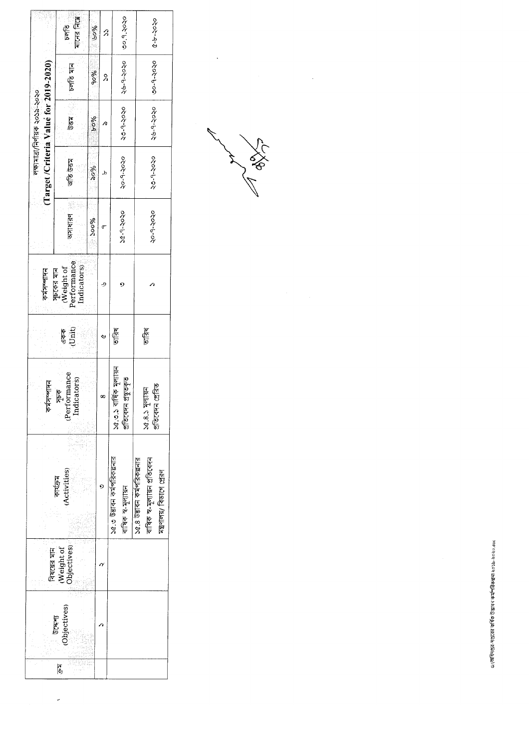| ক্রম | উদ্দেশ্য (Objectives) | বিষয়ের মান (Weight of Objectives) | কার্যক্রম (Activities) | কর্মসম্পাদন সূচক (Performance Indicators) | একক (Unit) | কর্মসম্পাদন সূচকের মান (Weight of Performance Indicators) | লক্ষ্যমাত্রা/নির্ণায়ক ২০১৯-২০২০ (Target /Criteria Value for 2019-2020) | | | | |
|---|---|---|---|---|---|---|---|---|---|---|---|
| | | | | | | | অসাধারণ | অতি উত্তম | উত্তম | চলতি মান | চলতি মানের নিম্নে |
| | | | | | | | ১০০% | ৯০% | ৮০% | ৭০% | ৬০% |
| | ১ | ২ | ৩ | ৪ | ৫ | ৬ | ৭ | ৮ | ৯ | ১০ | ১১ |
| | | | ১৫.৩ উদ্ভাবন কর্মপরিকল্পনার বার্ষিক স্ব-মূল্যায়ন | ১৫.৩.১ বার্ষিক মূল্যায়ন প্রতিবেদন প্রস্তুতকৃত | তারিখ | ৩ | ১৫-৭-২০২০ | ২০-৭-২০২০ | ২৫-৭-২০২০ | ২৮-৭-২০২০ | ৩০.৭.২০২০ |
| | | | ১৫.৪ উদ্ভাবন কর্মপরিকল্পনার বার্ষিক স্ব-মূল্যায়ন প্রতিবেদন মন্ত্রণালয়/ বিভাগে প্রেরণ | ১৫.৪.১ মূল্যায়ন প্রতিবেদন প্রেরিত | তারিখ | ২ | ২০-৭-২০২০ | ২৫-৭-২০২০ | ২৮-৭-২০২০ | ৩০-৭-২০২০ | ৫-৮-২০২০ |